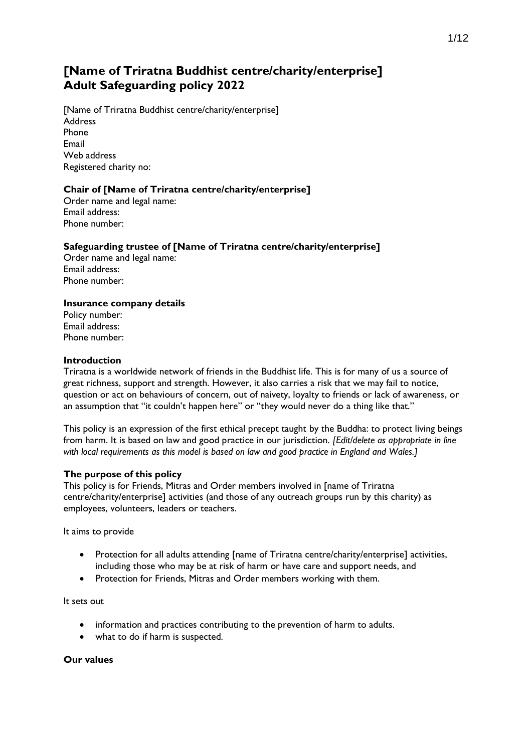# [Name of Triratna Buddhist centre/charity/enterprise] Adult Safeguarding policy 2022

[Name of Triratna Buddhist centre/charity/enterprise]
Address
Phone
Email
Web address
Registered charity no:

**Chair of [Name of Triratna centre/charity/enterprise]**
Order name and legal name:
Email address:
Phone number:

**Safeguarding trustee of [Name of Triratna centre/charity/enterprise]**
Order name and legal name:
Email address:
Phone number:

**Insurance company details**
Policy number:
Email address:
Phone number:

**Introduction**

Triratna is a worldwide network of friends in the Buddhist life. This is for many of us a source of great richness, support and strength. However, it also carries a risk that we may fail to notice, question or act on behaviours of concern, out of naivety, loyalty to friends or lack of awareness, or an assumption that "it couldn't happen here" or "they would never do a thing like that."

This policy is an expression of the first ethical precept taught by the Buddha: to protect living beings from harm. It is based on law and good practice in our jurisdiction. *[Edit/delete as appropriate in line with local requirements as this model is based on law and good practice in England and Wales.]*

**The purpose of this policy**

This policy is for Friends, Mitras and Order members involved in [name of Triratna centre/charity/enterprise] activities (and those of any outreach groups run by this charity) as employees, volunteers, leaders or teachers.

It aims to provide

- Protection for all adults attending [name of Triratna centre/charity/enterprise] activities, including those who may be at risk of harm or have care and support needs, and
- Protection for Friends, Mitras and Order members working with them.

It sets out

- information and practices contributing to the prevention of harm to adults.
- what to do if harm is suspected.

**Our values**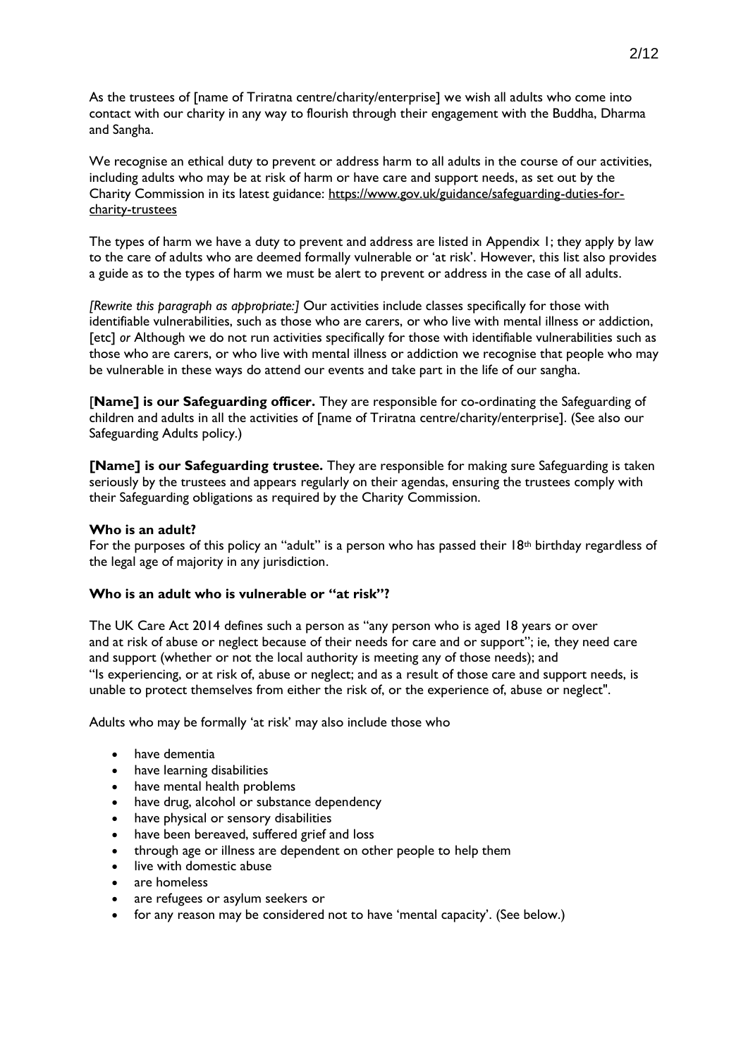As the trustees of [name of Triratna centre/charity/enterprise] we wish all adults who come into contact with our charity in any way to flourish through their engagement with the Buddha, Dharma and Sangha.

We recognise an ethical duty to prevent or address harm to all adults in the course of our activities, including adults who may be at risk of harm or have care and support needs, as set out by the Charity Commission in its latest guidance: https://www.gov.uk/guidance/safeguarding-duties-for-charity-trustees

The types of harm we have a duty to prevent and address are listed in Appendix 1; they apply by law to the care of adults who are deemed formally vulnerable or 'at risk'. However, this list also provides a guide as to the types of harm we must be alert to prevent or address in the case of all adults.

*[Rewrite this paragraph as appropriate:]* Our activities include classes specifically for those with identifiable vulnerabilities, such as those who are carers, or who live with mental illness or addiction, [etc] *or* Although we do not run activities specifically for those with identifiable vulnerabilities such as those who are carers, or who live with mental illness or addiction we recognise that people who may be vulnerable in these ways do attend our events and take part in the life of our sangha.

[**Name] is our Safeguarding officer.** They are responsible for co-ordinating the Safeguarding of children and adults in all the activities of [name of Triratna centre/charity/enterprise]. (See also our Safeguarding Adults policy.)

**[Name] is our Safeguarding trustee.** They are responsible for making sure Safeguarding is taken seriously by the trustees and appears regularly on their agendas, ensuring the trustees comply with their Safeguarding obligations as required by the Charity Commission.

**Who is an adult?**

For the purposes of this policy an "adult" is a person who has passed their 18th birthday regardless of the legal age of majority in any jurisdiction.

**Who is an adult who is vulnerable or "at risk"?**

The UK Care Act 2014 defines such a person as "any person who is aged 18 years or over and at risk of abuse or neglect because of their needs for care and or support"; ie, they need care and support (whether or not the local authority is meeting any of those needs); and "Is experiencing, or at risk of, abuse or neglect; and as a result of those care and support needs, is unable to protect themselves from either the risk of, or the experience of, abuse or neglect".

Adults who may be formally 'at risk' may also include those who

- have dementia
- have learning disabilities
- have mental health problems
- have drug, alcohol or substance dependency
- have physical or sensory disabilities
- have been bereaved, suffered grief and loss
- through age or illness are dependent on other people to help them
- live with domestic abuse
- are homeless
- are refugees or asylum seekers or
- for any reason may be considered not to have 'mental capacity'. (See below.)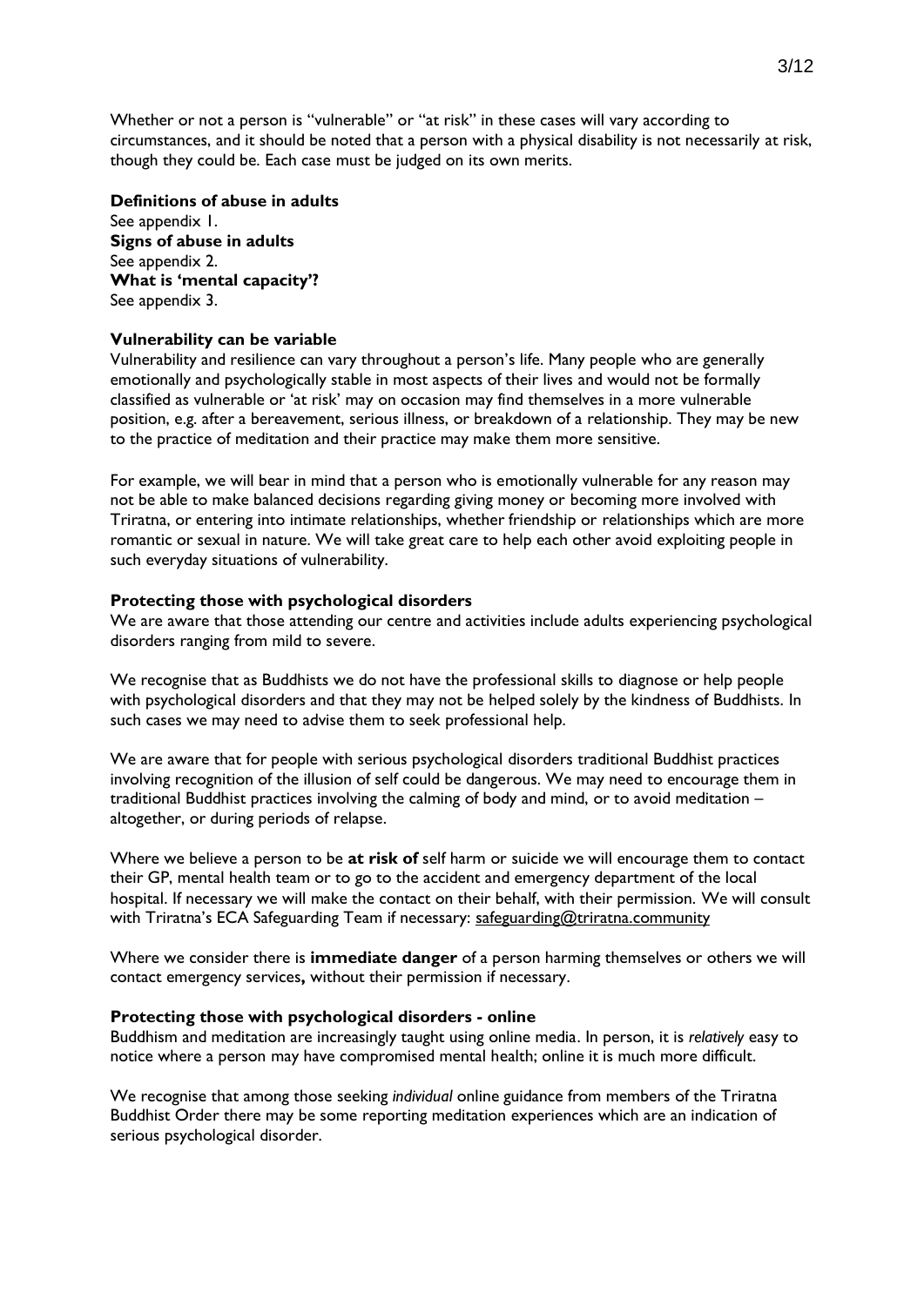Whether or not a person is "vulnerable" or "at risk" in these cases will vary according to circumstances, and it should be noted that a person with a physical disability is not necessarily at risk, though they could be. Each case must be judged on its own merits.

**Definitions of abuse in adults**
See appendix 1.
**Signs of abuse in adults**
See appendix 2.
**What is 'mental capacity'?**
See appendix 3.

**Vulnerability can be variable**
Vulnerability and resilience can vary throughout a person's life. Many people who are generally emotionally and psychologically stable in most aspects of their lives and would not be formally classified as vulnerable or 'at risk' may on occasion may find themselves in a more vulnerable position, e.g. after a bereavement, serious illness, or breakdown of a relationship. They may be new to the practice of meditation and their practice may make them more sensitive.

For example, we will bear in mind that a person who is emotionally vulnerable for any reason may not be able to make balanced decisions regarding giving money or becoming more involved with Triratna, or entering into intimate relationships, whether friendship or relationships which are more romantic or sexual in nature. We will take great care to help each other avoid exploiting people in such everyday situations of vulnerability.

**Protecting those with psychological disorders**
We are aware that those attending our centre and activities include adults experiencing psychological disorders ranging from mild to severe.

We recognise that as Buddhists we do not have the professional skills to diagnose or help people with psychological disorders and that they may not be helped solely by the kindness of Buddhists. In such cases we may need to advise them to seek professional help.

We are aware that for people with serious psychological disorders traditional Buddhist practices involving recognition of the illusion of self could be dangerous. We may need to encourage them in traditional Buddhist practices involving the calming of body and mind, or to avoid meditation – altogether, or during periods of relapse.

Where we believe a person to be **at risk of** self harm or suicide we will encourage them to contact their GP, mental health team or to go to the accident and emergency department of the local hospital. If necessary we will make the contact on their behalf, with their permission. We will consult with Triratna's ECA Safeguarding Team if necessary: safeguarding@triratna.community

Where we consider there is **immediate danger** of a person harming themselves or others we will contact emergency services**,** without their permission if necessary.

**Protecting those with psychological disorders - online**
Buddhism and meditation are increasingly taught using online media. In person, it is *relatively* easy to notice where a person may have compromised mental health; online it is much more difficult.

We recognise that among those seeking *individual* online guidance from members of the Triratna Buddhist Order there may be some reporting meditation experiences which are an indication of serious psychological disorder.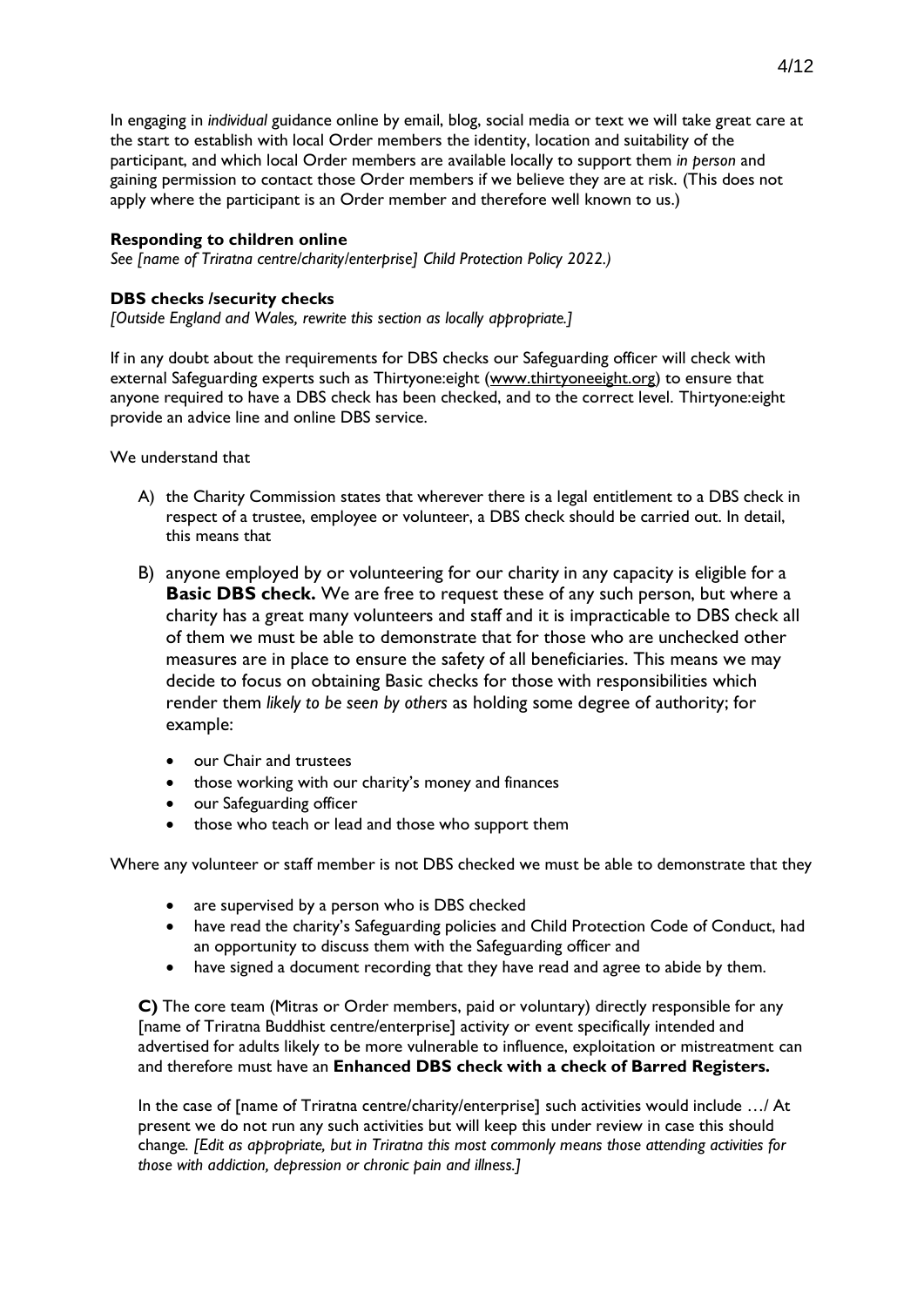In engaging in *individual* guidance online by email, blog, social media or text we will take great care at the start to establish with local Order members the identity, location and suitability of the participant, and which local Order members are available locally to support them *in person* and gaining permission to contact those Order members if we believe they are at risk. (This does not apply where the participant is an Order member and therefore well known to us.)

**Responding to children online**

*See [name of Triratna centre/charity/enterprise] Child Protection Policy 2022.)*

**DBS checks /security checks**

*[Outside England and Wales, rewrite this section as locally appropriate.]*

If in any doubt about the requirements for DBS checks our Safeguarding officer will check with external Safeguarding experts such as Thirtyone:eight (www.thirtyoneeight.org) to ensure that anyone required to have a DBS check has been checked, and to the correct level. Thirtyone:eight provide an advice line and online DBS service.

We understand that

A) the Charity Commission states that wherever there is a legal entitlement to a DBS check in respect of a trustee, employee or volunteer, a DBS check should be carried out. In detail, this means that

B) anyone employed by or volunteering for our charity in any capacity is eligible for a **Basic DBS check.** We are free to request these of any such person, but where a charity has a great many volunteers and staff and it is impracticable to DBS check all of them we must be able to demonstrate that for those who are unchecked other measures are in place to ensure the safety of all beneficiaries. This means we may decide to focus on obtaining Basic checks for those with responsibilities which render them *likely to be seen by others* as holding some degree of authority; for example:

- our Chair and trustees
- those working with our charity's money and finances
- our Safeguarding officer
- those who teach or lead and those who support them

Where any volunteer or staff member is not DBS checked we must be able to demonstrate that they

- are supervised by a person who is DBS checked
- have read the charity's Safeguarding policies and Child Protection Code of Conduct, had an opportunity to discuss them with the Safeguarding officer and
- have signed a document recording that they have read and agree to abide by them.

**C)** The core team (Mitras or Order members, paid or voluntary) directly responsible for any [name of Triratna Buddhist centre/enterprise] activity or event specifically intended and advertised for adults likely to be more vulnerable to influence, exploitation or mistreatment can and therefore must have an **Enhanced DBS check with a check of Barred Registers.**

In the case of [name of Triratna centre/charity/enterprise] such activities would include …/ At present we do not run any such activities but will keep this under review in case this should change. *[Edit as appropriate, but in Triratna this most commonly means those attending activities for those with addiction, depression or chronic pain and illness.]*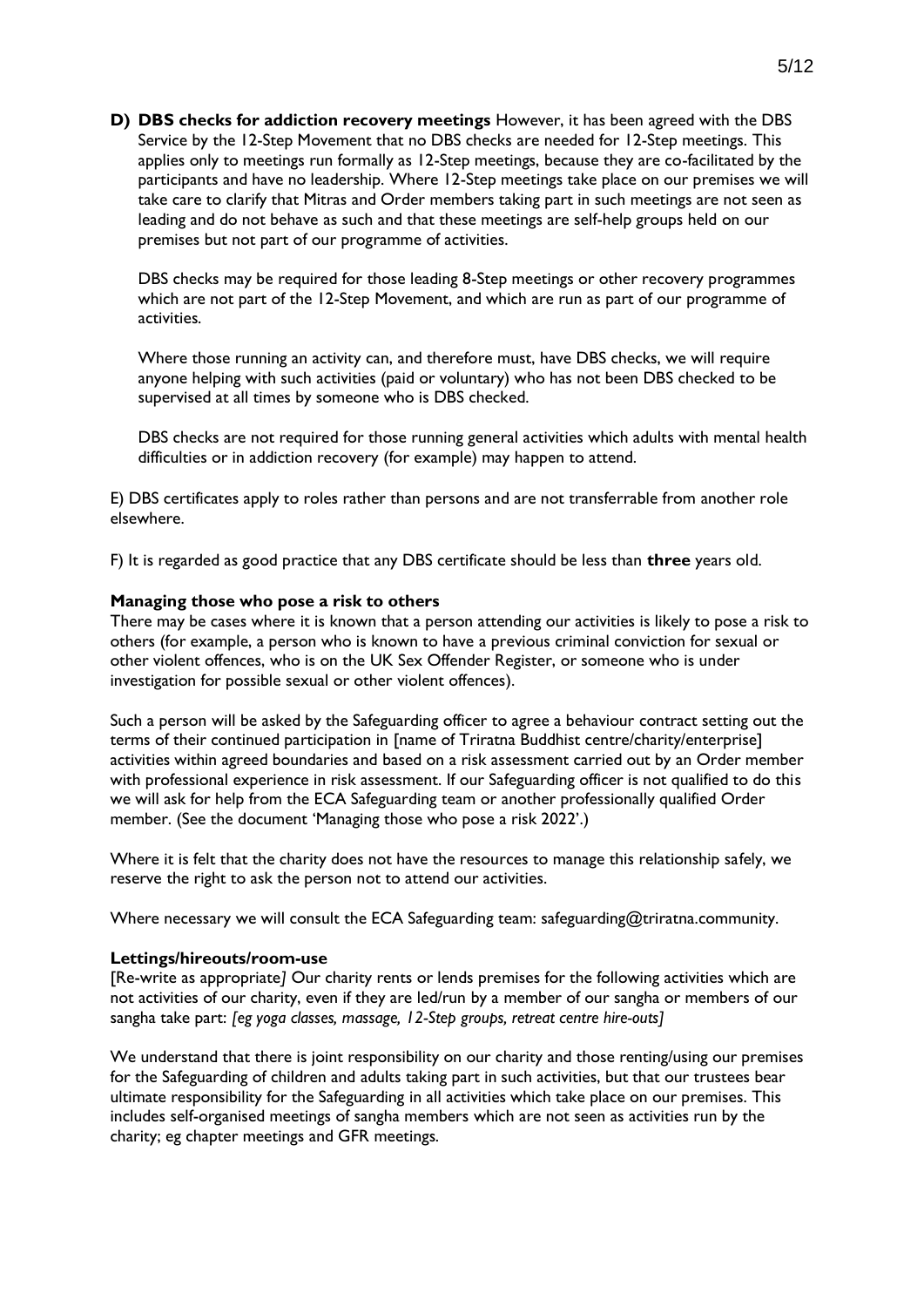**D) DBS checks for addiction recovery meetings** However, it has been agreed with the DBS Service by the 12-Step Movement that no DBS checks are needed for 12-Step meetings. This applies only to meetings run formally as 12-Step meetings, because they are co-facilitated by the participants and have no leadership. Where 12-Step meetings take place on our premises we will take care to clarify that Mitras and Order members taking part in such meetings are not seen as leading and do not behave as such and that these meetings are self-help groups held on our premises but not part of our programme of activities.

DBS checks may be required for those leading 8-Step meetings or other recovery programmes which are not part of the 12-Step Movement, and which are run as part of our programme of activities.

Where those running an activity can, and therefore must, have DBS checks, we will require anyone helping with such activities (paid or voluntary) who has not been DBS checked to be supervised at all times by someone who is DBS checked.

DBS checks are not required for those running general activities which adults with mental health difficulties or in addiction recovery (for example) may happen to attend.

E) DBS certificates apply to roles rather than persons and are not transferrable from another role elsewhere.

F) It is regarded as good practice that any DBS certificate should be less than **three** years old.

**Managing those who pose a risk to others**

There may be cases where it is known that a person attending our activities is likely to pose a risk to others (for example, a person who is known to have a previous criminal conviction for sexual or other violent offences, who is on the UK Sex Offender Register, or someone who is under investigation for possible sexual or other violent offences).

Such a person will be asked by the Safeguarding officer to agree a behaviour contract setting out the terms of their continued participation in [name of Triratna Buddhist centre/charity/enterprise] activities within agreed boundaries and based on a risk assessment carried out by an Order member with professional experience in risk assessment. If our Safeguarding officer is not qualified to do this we will ask for help from the ECA Safeguarding team or another professionally qualified Order member. (See the document 'Managing those who pose a risk 2022'.)

Where it is felt that the charity does not have the resources to manage this relationship safely, we reserve the right to ask the person not to attend our activities.

Where necessary we will consult the ECA Safeguarding team: safeguarding@triratna.community.

**Lettings/hireouts/room-use**

[Re-write as appropriate*]* Our charity rents or lends premises for the following activities which are not activities of our charity, even if they are led/run by a member of our sangha or members of our sangha take part: *[eg yoga classes, massage, 12-Step groups, retreat centre hire-outs]*

We understand that there is joint responsibility on our charity and those renting/using our premises for the Safeguarding of children and adults taking part in such activities, but that our trustees bear ultimate responsibility for the Safeguarding in all activities which take place on our premises. This includes self-organised meetings of sangha members which are not seen as activities run by the charity; eg chapter meetings and GFR meetings.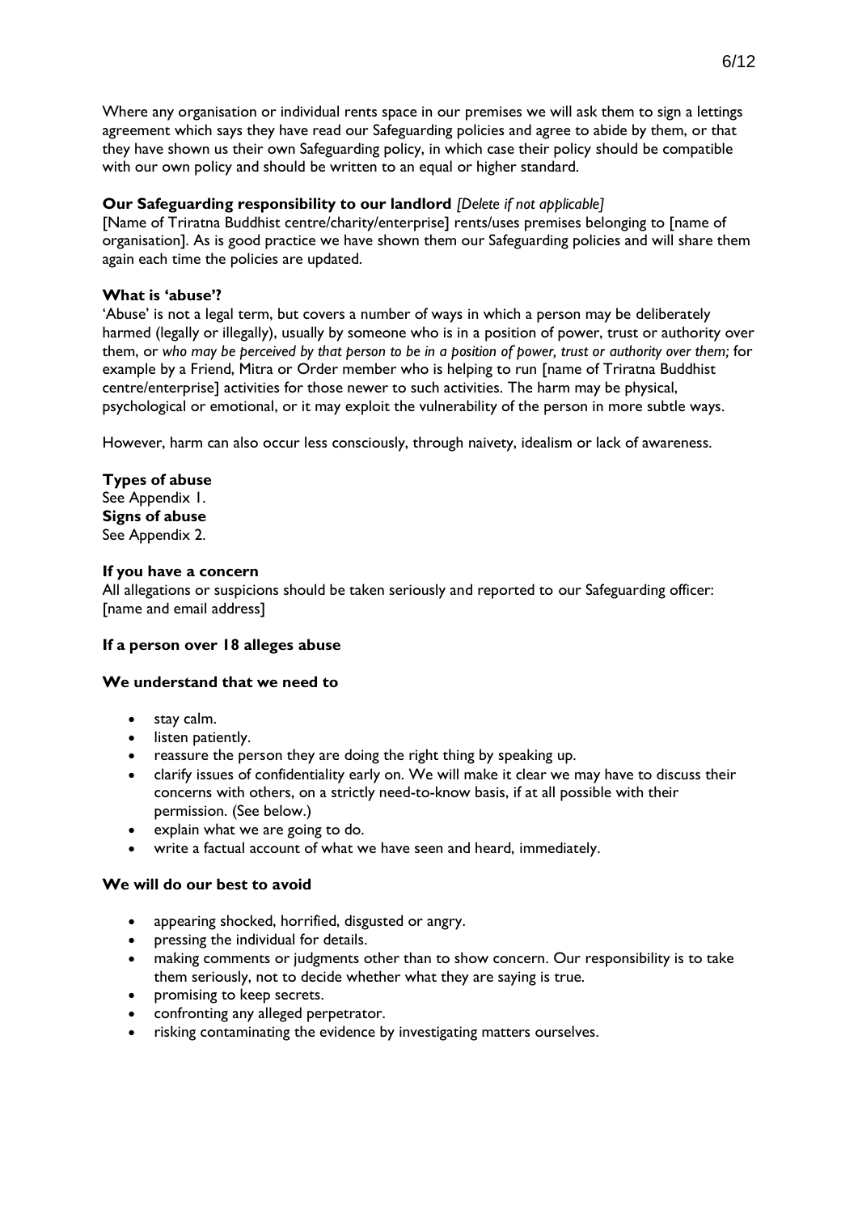Where any organisation or individual rents space in our premises we will ask them to sign a lettings agreement which says they have read our Safeguarding policies and agree to abide by them, or that they have shown us their own Safeguarding policy, in which case their policy should be compatible with our own policy and should be written to an equal or higher standard.

**Our Safeguarding responsibility to our landlord** *[Delete if not applicable]*
[Name of Triratna Buddhist centre/charity/enterprise] rents/uses premises belonging to [name of organisation]. As is good practice we have shown them our Safeguarding policies and will share them again each time the policies are updated.

**What is 'abuse'?**
'Abuse' is not a legal term, but covers a number of ways in which a person may be deliberately harmed (legally or illegally), usually by someone who is in a position of power, trust or authority over them, or *who may be perceived by that person to be in a position of power, trust or authority over them;* for example by a Friend, Mitra or Order member who is helping to run [name of Triratna Buddhist centre/enterprise] activities for those newer to such activities. The harm may be physical, psychological or emotional, or it may exploit the vulnerability of the person in more subtle ways.

However, harm can also occur less consciously, through naivety, idealism or lack of awareness.

**Types of abuse**
See Appendix 1.
**Signs of abuse**
See Appendix 2.

**If you have a concern**
All allegations or suspicions should be taken seriously and reported to our Safeguarding officer: [name and email address]

**If a person over 18 alleges abuse**

**We understand that we need to**

- stay calm.
- listen patiently.
- reassure the person they are doing the right thing by speaking up.
- clarify issues of confidentiality early on. We will make it clear we may have to discuss their concerns with others, on a strictly need-to-know basis, if at all possible with their permission. (See below.)
- explain what we are going to do.
- write a factual account of what we have seen and heard, immediately.

**We will do our best to avoid**

- appearing shocked, horrified, disgusted or angry.
- pressing the individual for details.
- making comments or judgments other than to show concern. Our responsibility is to take them seriously, not to decide whether what they are saying is true.
- promising to keep secrets.
- confronting any alleged perpetrator.
- risking contaminating the evidence by investigating matters ourselves.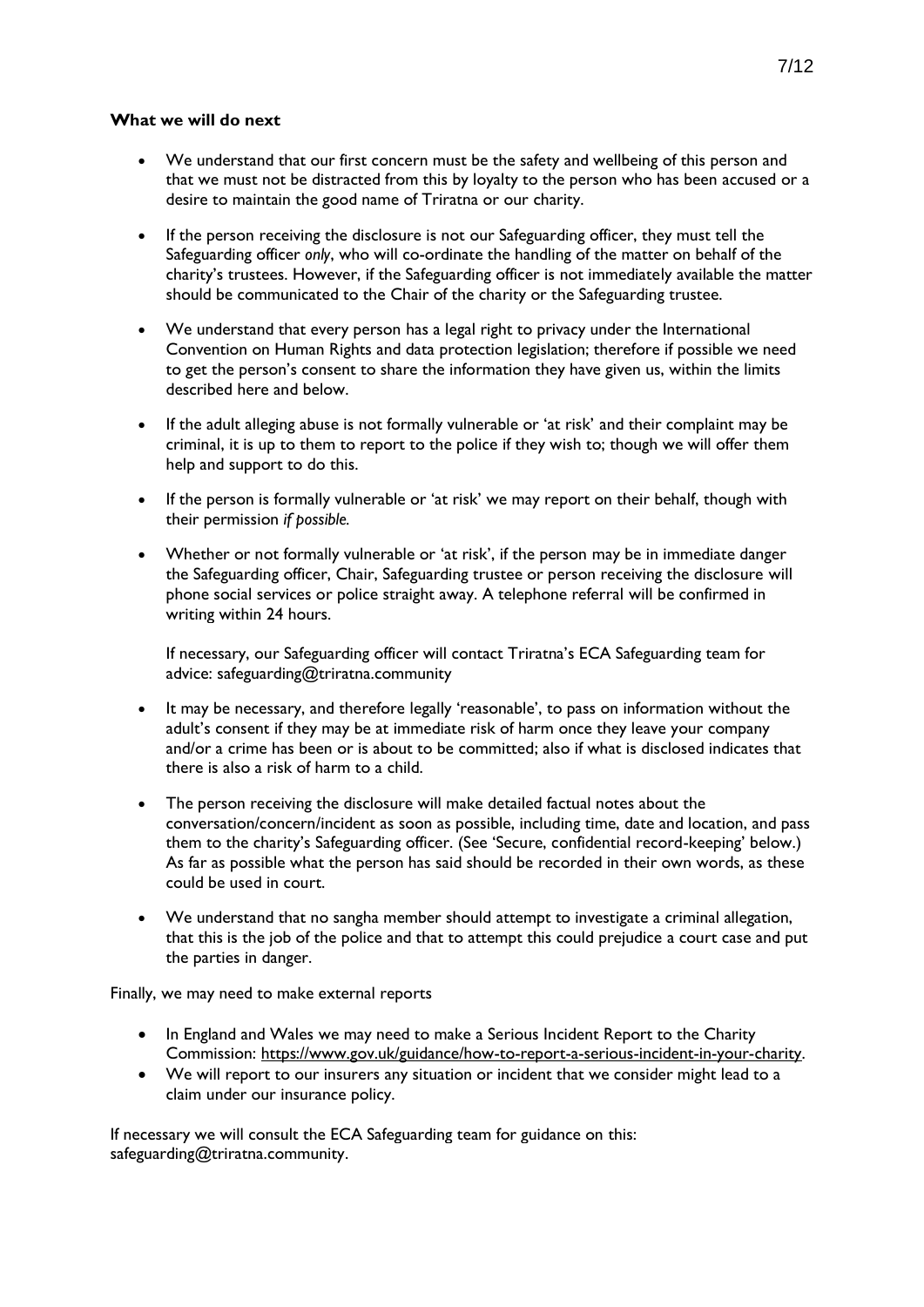**What we will do next**

- We understand that our first concern must be the safety and wellbeing of this person and that we must not be distracted from this by loyalty to the person who has been accused or a desire to maintain the good name of Triratna or our charity.
- If the person receiving the disclosure is not our Safeguarding officer, they must tell the Safeguarding officer *only*, who will co-ordinate the handling of the matter on behalf of the charity's trustees. However, if the Safeguarding officer is not immediately available the matter should be communicated to the Chair of the charity or the Safeguarding trustee.
- We understand that every person has a legal right to privacy under the International Convention on Human Rights and data protection legislation; therefore if possible we need to get the person's consent to share the information they have given us, within the limits described here and below.
- If the adult alleging abuse is not formally vulnerable or 'at risk' and their complaint may be criminal, it is up to them to report to the police if they wish to; though we will offer them help and support to do this.
- If the person is formally vulnerable or 'at risk' we may report on their behalf, though with their permission *if possible.*
- Whether or not formally vulnerable or 'at risk', if the person may be in immediate danger the Safeguarding officer, Chair, Safeguarding trustee or person receiving the disclosure will phone social services or police straight away. A telephone referral will be confirmed in writing within 24 hours.

  If necessary, our Safeguarding officer will contact Triratna's ECA Safeguarding team for advice: safeguarding@triratna.community

- It may be necessary, and therefore legally 'reasonable', to pass on information without the adult's consent if they may be at immediate risk of harm once they leave your company and/or a crime has been or is about to be committed; also if what is disclosed indicates that there is also a risk of harm to a child.
- The person receiving the disclosure will make detailed factual notes about the conversation/concern/incident as soon as possible, including time, date and location, and pass them to the charity's Safeguarding officer. (See 'Secure, confidential record-keeping' below.) As far as possible what the person has said should be recorded in their own words, as these could be used in court.
- We understand that no sangha member should attempt to investigate a criminal allegation, that this is the job of the police and that to attempt this could prejudice a court case and put the parties in danger.

Finally, we may need to make external reports

- In England and Wales we may need to make a Serious Incident Report to the Charity Commission: https://www.gov.uk/guidance/how-to-report-a-serious-incident-in-your-charity.
- We will report to our insurers any situation or incident that we consider might lead to a claim under our insurance policy.

If necessary we will consult the ECA Safeguarding team for guidance on this: safeguarding@triratna.community.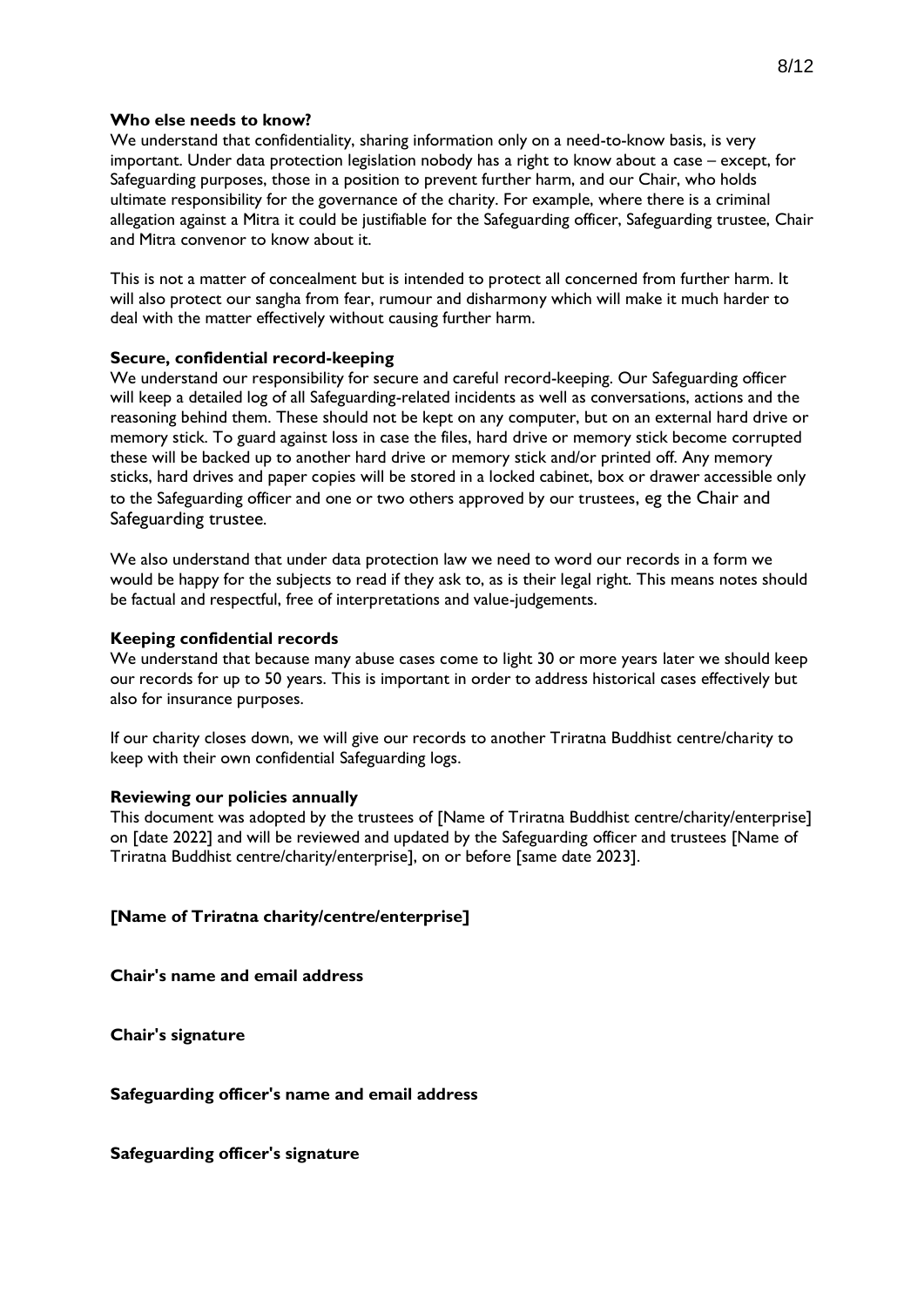**Who else needs to know?**

We understand that confidentiality, sharing information only on a need-to-know basis, is very important. Under data protection legislation nobody has a right to know about a case – except, for Safeguarding purposes, those in a position to prevent further harm, and our Chair, who holds ultimate responsibility for the governance of the charity. For example, where there is a criminal allegation against a Mitra it could be justifiable for the Safeguarding officer, Safeguarding trustee, Chair and Mitra convenor to know about it.

This is not a matter of concealment but is intended to protect all concerned from further harm. It will also protect our sangha from fear, rumour and disharmony which will make it much harder to deal with the matter effectively without causing further harm.

**Secure, confidential record-keeping**

We understand our responsibility for secure and careful record-keeping. Our Safeguarding officer will keep a detailed log of all Safeguarding-related incidents as well as conversations, actions and the reasoning behind them. These should not be kept on any computer, but on an external hard drive or memory stick. To guard against loss in case the files, hard drive or memory stick become corrupted these will be backed up to another hard drive or memory stick and/or printed off. Any memory sticks, hard drives and paper copies will be stored in a locked cabinet, box or drawer accessible only to the Safeguarding officer and one or two others approved by our trustees, eg the Chair and Safeguarding trustee.

We also understand that under data protection law we need to word our records in a form we would be happy for the subjects to read if they ask to, as is their legal right. This means notes should be factual and respectful, free of interpretations and value-judgements.

**Keeping confidential records**

We understand that because many abuse cases come to light 30 or more years later we should keep our records for up to 50 years. This is important in order to address historical cases effectively but also for insurance purposes.

If our charity closes down, we will give our records to another Triratna Buddhist centre/charity to keep with their own confidential Safeguarding logs.

**Reviewing our policies annually**

This document was adopted by the trustees of [Name of Triratna Buddhist centre/charity/enterprise] on [date 2022] and will be reviewed and updated by the Safeguarding officer and trustees [Name of Triratna Buddhist centre/charity/enterprise], on or before [same date 2023].

**[Name of Triratna charity/centre/enterprise]**

**Chair's name and email address**

**Chair's signature**

**Safeguarding officer's name and email address**

**Safeguarding officer's signature**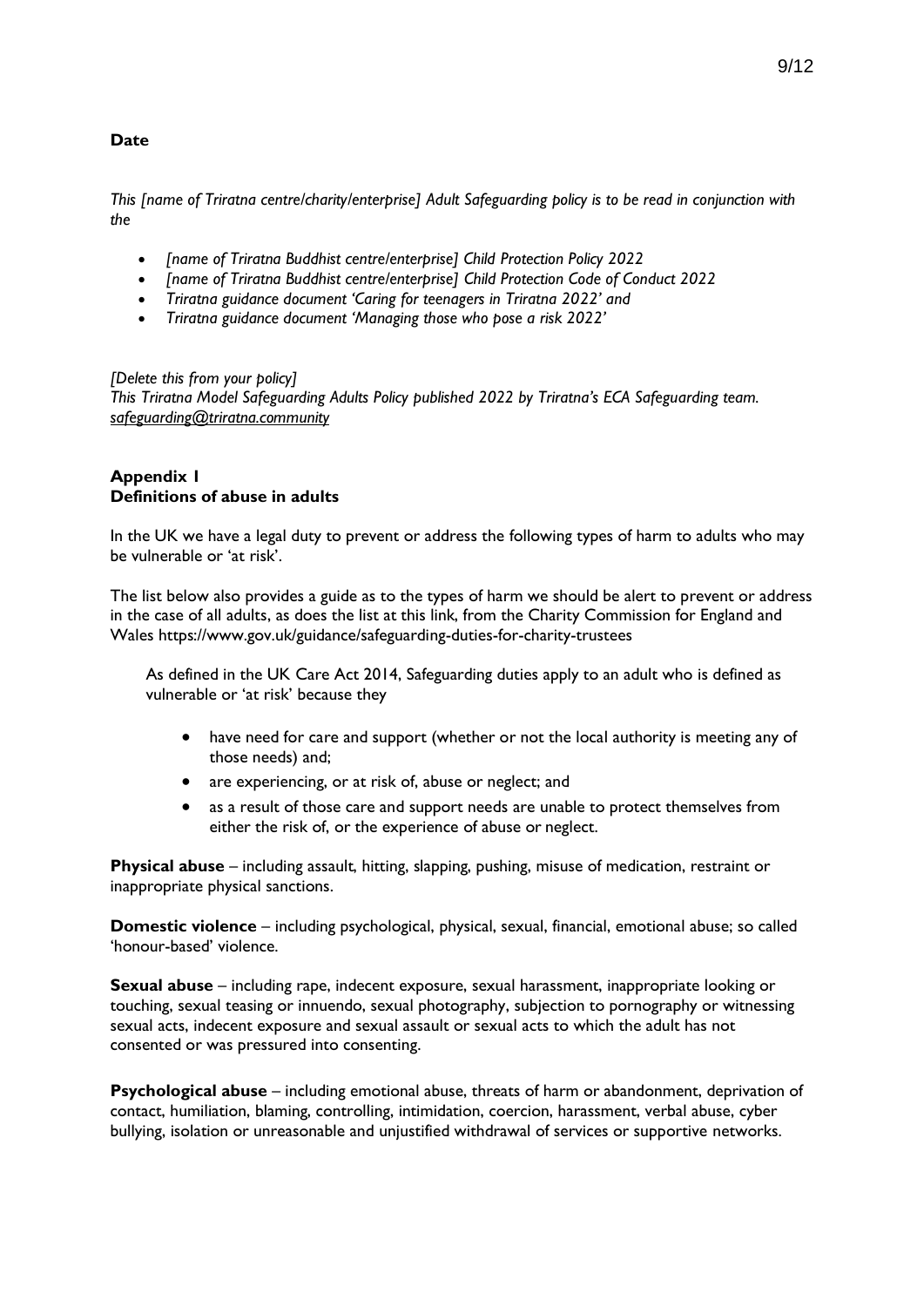**Date**

*This [name of Triratna centre/charity/enterprise] Adult Safeguarding policy is to be read in conjunction with the*

- *[name of Triratna Buddhist centre/enterprise] Child Protection Policy 2022*
- *[name of Triratna Buddhist centre/enterprise] Child Protection Code of Conduct 2022*
- *Triratna guidance document 'Caring for teenagers in Triratna 2022' and*
- *Triratna guidance document 'Managing those who pose a risk 2022'*

*[Delete this from your policy]*
*This Triratna Model Safeguarding Adults Policy published 2022 by Triratna's ECA Safeguarding team.* *safeguarding@triratna.community*

## Appendix 1
## Definitions of abuse in adults

In the UK we have a legal duty to prevent or address the following types of harm to adults who may be vulnerable or 'at risk'.

The list below also provides a guide as to the types of harm we should be alert to prevent or address in the case of all adults, as does the list at this link, from the Charity Commission for England and Wales https://www.gov.uk/guidance/safeguarding-duties-for-charity-trustees

> As defined in the UK Care Act 2014, Safeguarding duties apply to an adult who is defined as vulnerable or 'at risk' because they
>
> - have need for care and support (whether or not the local authority is meeting any of those needs) and;
> - are experiencing, or at risk of, abuse or neglect; and
> - as a result of those care and support needs are unable to protect themselves from either the risk of, or the experience of abuse or neglect.

**Physical abuse** – including assault, hitting, slapping, pushing, misuse of medication, restraint or inappropriate physical sanctions.

**Domestic violence** – including psychological, physical, sexual, financial, emotional abuse; so called 'honour-based' violence.

**Sexual abuse** – including rape, indecent exposure, sexual harassment, inappropriate looking or touching, sexual teasing or innuendo, sexual photography, subjection to pornography or witnessing sexual acts, indecent exposure and sexual assault or sexual acts to which the adult has not consented or was pressured into consenting.

**Psychological abuse** – including emotional abuse, threats of harm or abandonment, deprivation of contact, humiliation, blaming, controlling, intimidation, coercion, harassment, verbal abuse, cyber bullying, isolation or unreasonable and unjustified withdrawal of services or supportive networks.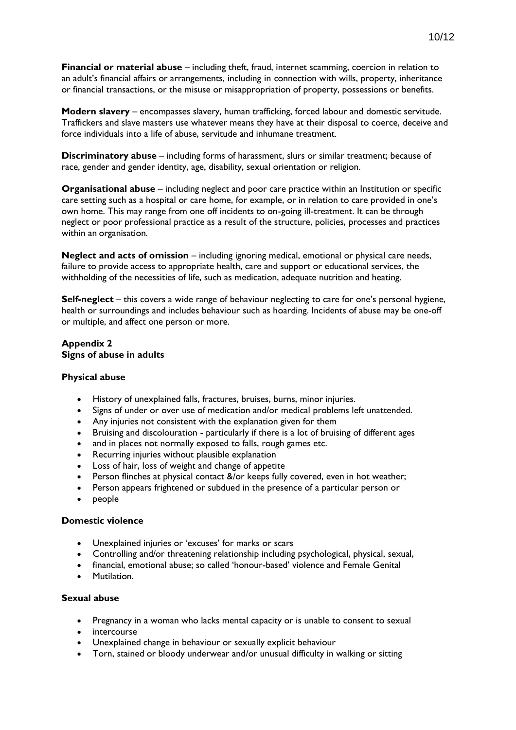**Financial or material abuse** – including theft, fraud, internet scamming, coercion in relation to an adult's financial affairs or arrangements, including in connection with wills, property, inheritance or financial transactions, or the misuse or misappropriation of property, possessions or benefits.

**Modern slavery** – encompasses slavery, human trafficking, forced labour and domestic servitude. Traffickers and slave masters use whatever means they have at their disposal to coerce, deceive and force individuals into a life of abuse, servitude and inhumane treatment.

**Discriminatory abuse** – including forms of harassment, slurs or similar treatment; because of race, gender and gender identity, age, disability, sexual orientation or religion.

**Organisational abuse** – including neglect and poor care practice within an Institution or specific care setting such as a hospital or care home, for example, or in relation to care provided in one's own home. This may range from one off incidents to on-going ill-treatment. It can be through neglect or poor professional practice as a result of the structure, policies, processes and practices within an organisation.

**Neglect and acts of omission** – including ignoring medical, emotional or physical care needs, failure to provide access to appropriate health, care and support or educational services, the withholding of the necessities of life, such as medication, adequate nutrition and heating.

**Self-neglect** – this covers a wide range of behaviour neglecting to care for one's personal hygiene, health or surroundings and includes behaviour such as hoarding. Incidents of abuse may be one-off or multiple, and affect one person or more.

## Appendix 2
## Signs of abuse in adults

### Physical abuse

- History of unexplained falls, fractures, bruises, burns, minor injuries.
- Signs of under or over use of medication and/or medical problems left unattended.
- Any injuries not consistent with the explanation given for them
- Bruising and discolouration - particularly if there is a lot of bruising of different ages
- and in places not normally exposed to falls, rough games etc.
- Recurring injuries without plausible explanation
- Loss of hair, loss of weight and change of appetite
- Person flinches at physical contact &/or keeps fully covered, even in hot weather;
- Person appears frightened or subdued in the presence of a particular person or
- people

### Domestic violence

- Unexplained injuries or 'excuses' for marks or scars
- Controlling and/or threatening relationship including psychological, physical, sexual,
- financial, emotional abuse; so called 'honour-based' violence and Female Genital
- Mutilation.

### Sexual abuse

- Pregnancy in a woman who lacks mental capacity or is unable to consent to sexual
- intercourse
- Unexplained change in behaviour or sexually explicit behaviour
- Torn, stained or bloody underwear and/or unusual difficulty in walking or sitting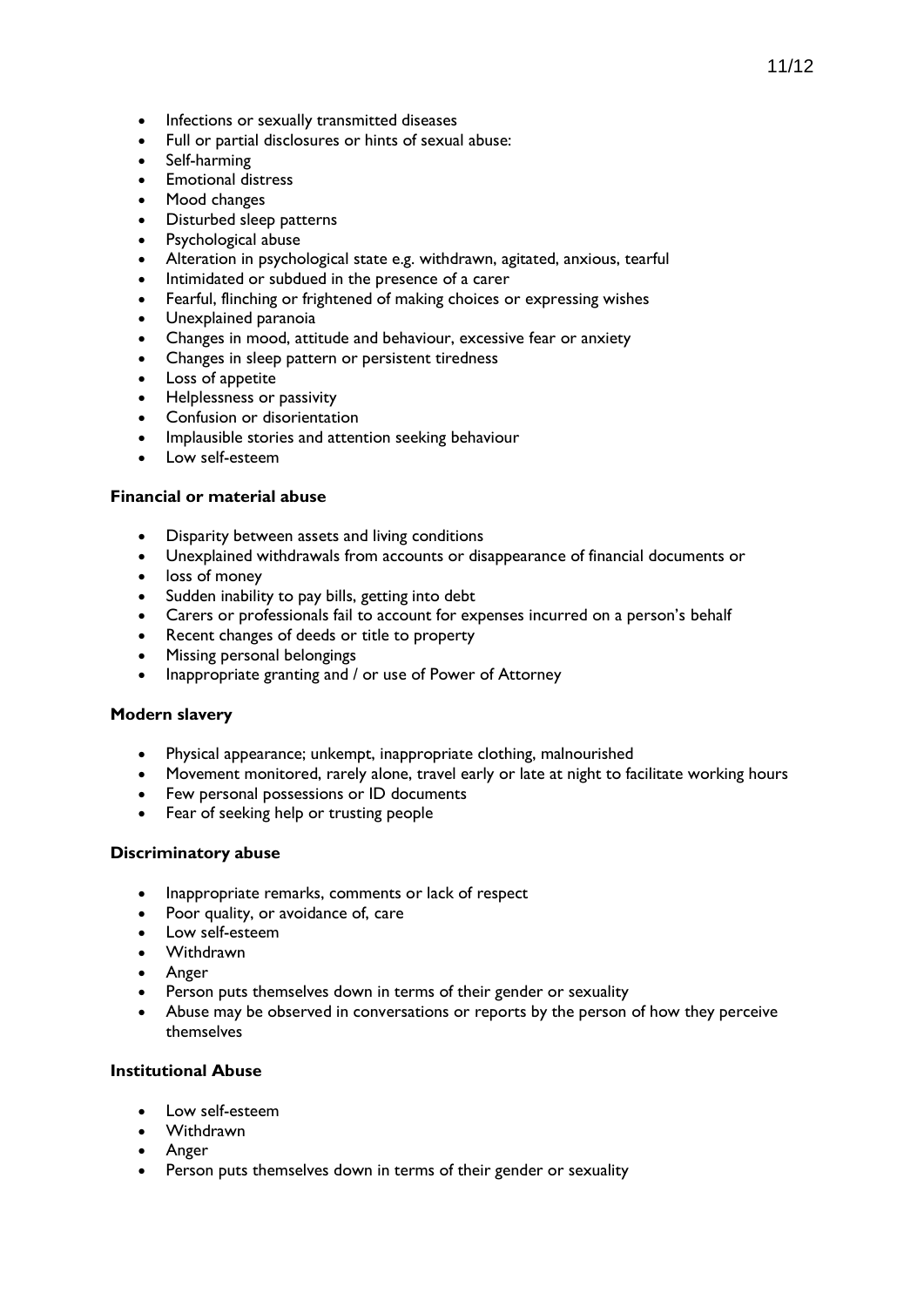- Infections or sexually transmitted diseases
- Full or partial disclosures or hints of sexual abuse:
- Self-harming
- Emotional distress
- Mood changes
- Disturbed sleep patterns
- Psychological abuse
- Alteration in psychological state e.g. withdrawn, agitated, anxious, tearful
- Intimidated or subdued in the presence of a carer
- Fearful, flinching or frightened of making choices or expressing wishes
- Unexplained paranoia
- Changes in mood, attitude and behaviour, excessive fear or anxiety
- Changes in sleep pattern or persistent tiredness
- Loss of appetite
- Helplessness or passivity
- Confusion or disorientation
- Implausible stories and attention seeking behaviour
- Low self-esteem

**Financial or material abuse**

- Disparity between assets and living conditions
- Unexplained withdrawals from accounts or disappearance of financial documents or
- loss of money
- Sudden inability to pay bills, getting into debt
- Carers or professionals fail to account for expenses incurred on a person's behalf
- Recent changes of deeds or title to property
- Missing personal belongings
- Inappropriate granting and / or use of Power of Attorney

**Modern slavery**

- Physical appearance; unkempt, inappropriate clothing, malnourished
- Movement monitored, rarely alone, travel early or late at night to facilitate working hours
- Few personal possessions or ID documents
- Fear of seeking help or trusting people

**Discriminatory abuse**

- Inappropriate remarks, comments or lack of respect
- Poor quality, or avoidance of, care
- Low self-esteem
- Withdrawn
- Anger
- Person puts themselves down in terms of their gender or sexuality
- Abuse may be observed in conversations or reports by the person of how they perceive themselves

**Institutional Abuse**

- Low self-esteem
- Withdrawn
- Anger
- Person puts themselves down in terms of their gender or sexuality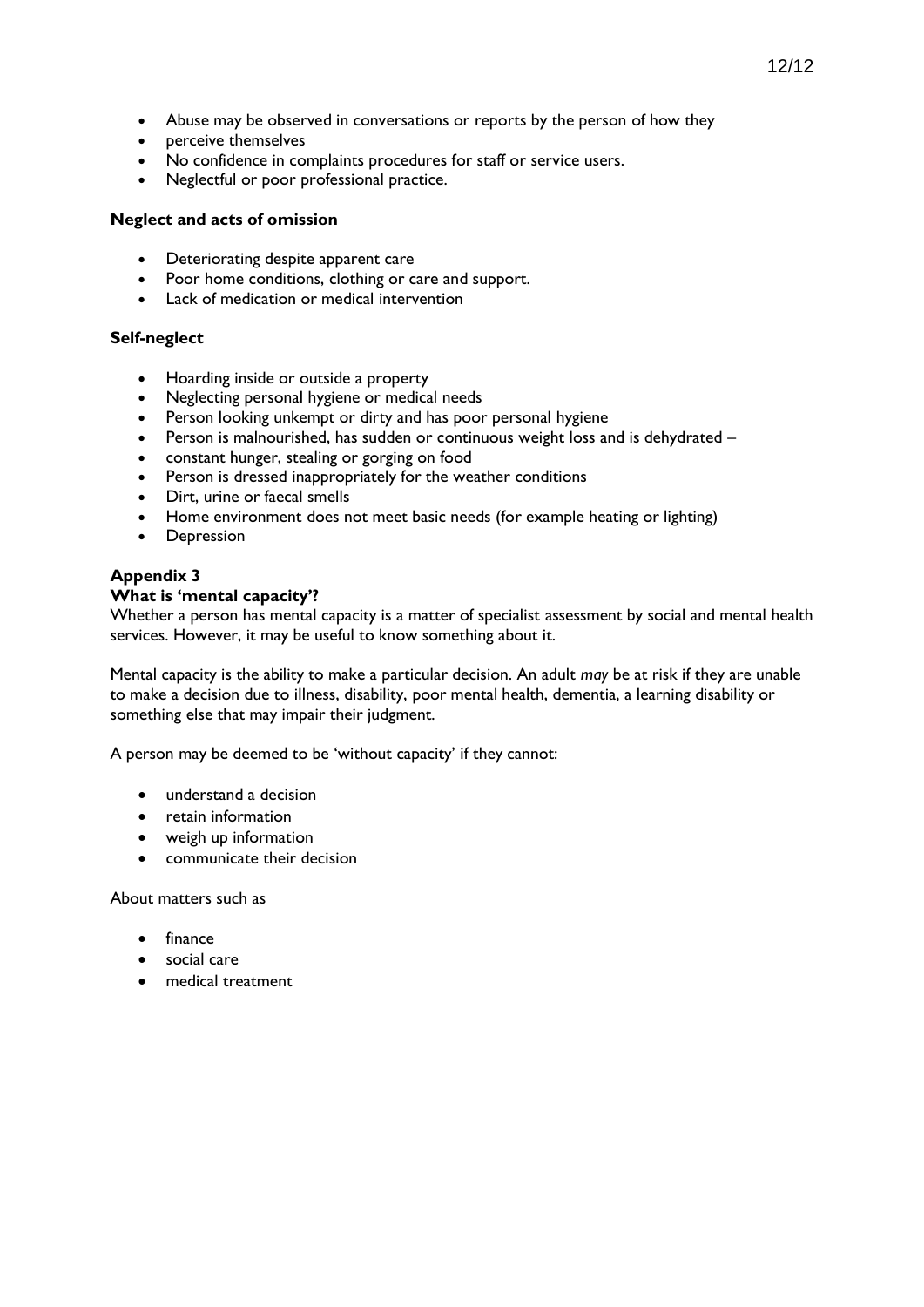- Abuse may be observed in conversations or reports by the person of how they
- perceive themselves
- No confidence in complaints procedures for staff or service users.
- Neglectful or poor professional practice.

**Neglect and acts of omission**

- Deteriorating despite apparent care
- Poor home conditions, clothing or care and support.
- Lack of medication or medical intervention

**Self-neglect**

- Hoarding inside or outside a property
- Neglecting personal hygiene or medical needs
- Person looking unkempt or dirty and has poor personal hygiene
- Person is malnourished, has sudden or continuous weight loss and is dehydrated –
- constant hunger, stealing or gorging on food
- Person is dressed inappropriately for the weather conditions
- Dirt, urine or faecal smells
- Home environment does not meet basic needs (for example heating or lighting)
- Depression

## Appendix 3

### What is 'mental capacity'?

Whether a person has mental capacity is a matter of specialist assessment by social and mental health services. However, it may be useful to know something about it.

Mental capacity is the ability to make a particular decision. An adult *may* be at risk if they are unable to make a decision due to illness, disability, poor mental health, dementia, a learning disability or something else that may impair their judgment.

A person may be deemed to be 'without capacity' if they cannot:

- understand a decision
- retain information
- weigh up information
- communicate their decision

About matters such as

- finance
- social care
- medical treatment